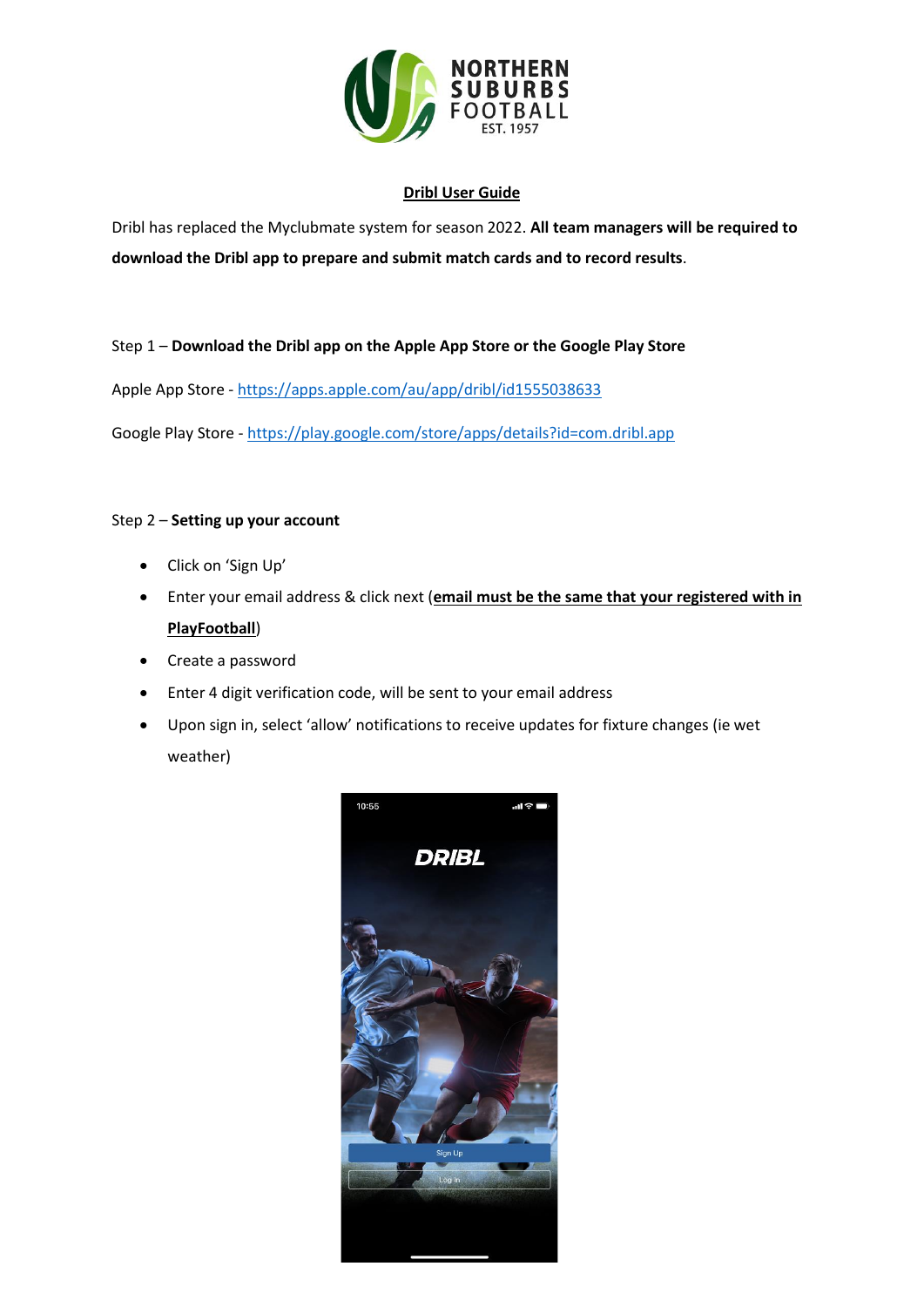**Dribl User Guide**

Dribl has replaced the Myclubmate system for season 2022. **All team managers will be required to download the Dribl app to prepare and submit match cards and to record results**.

Step 1 – **Download the Dribl app on the Apple App Store or the Google Play Store**

Apple App Store - https://apps.apple.com/au/app/dribl/id1555038633

Google Play Store - https://play.google.com/store/apps/details?id=com.dribl.app

Step 2 – **Setting up your account**

- Click on 'Sign Up'
- Enter your email address & click next (**email must be the same that your registered with in PlayFootball**)
- Create a password
- Enter 4 digit verification code, will be sent to your email address
- Upon sign in, select 'allow' notifications to receive updates for fixture changes (ie wet weather)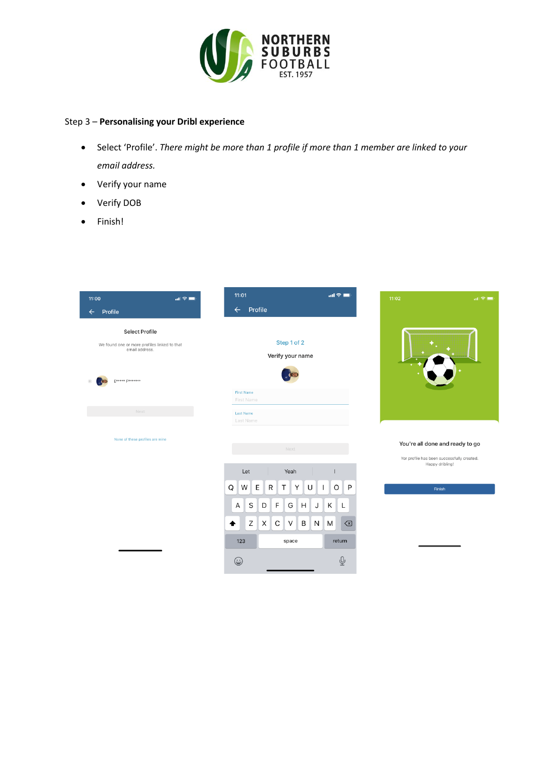Step 3 – **Personalising your Dribl experience**

- Select 'Profile'. *There might be more than 1 profile if more than 1 member are linked to your email address.*
- Verify your name
- Verify DOB
- Finish!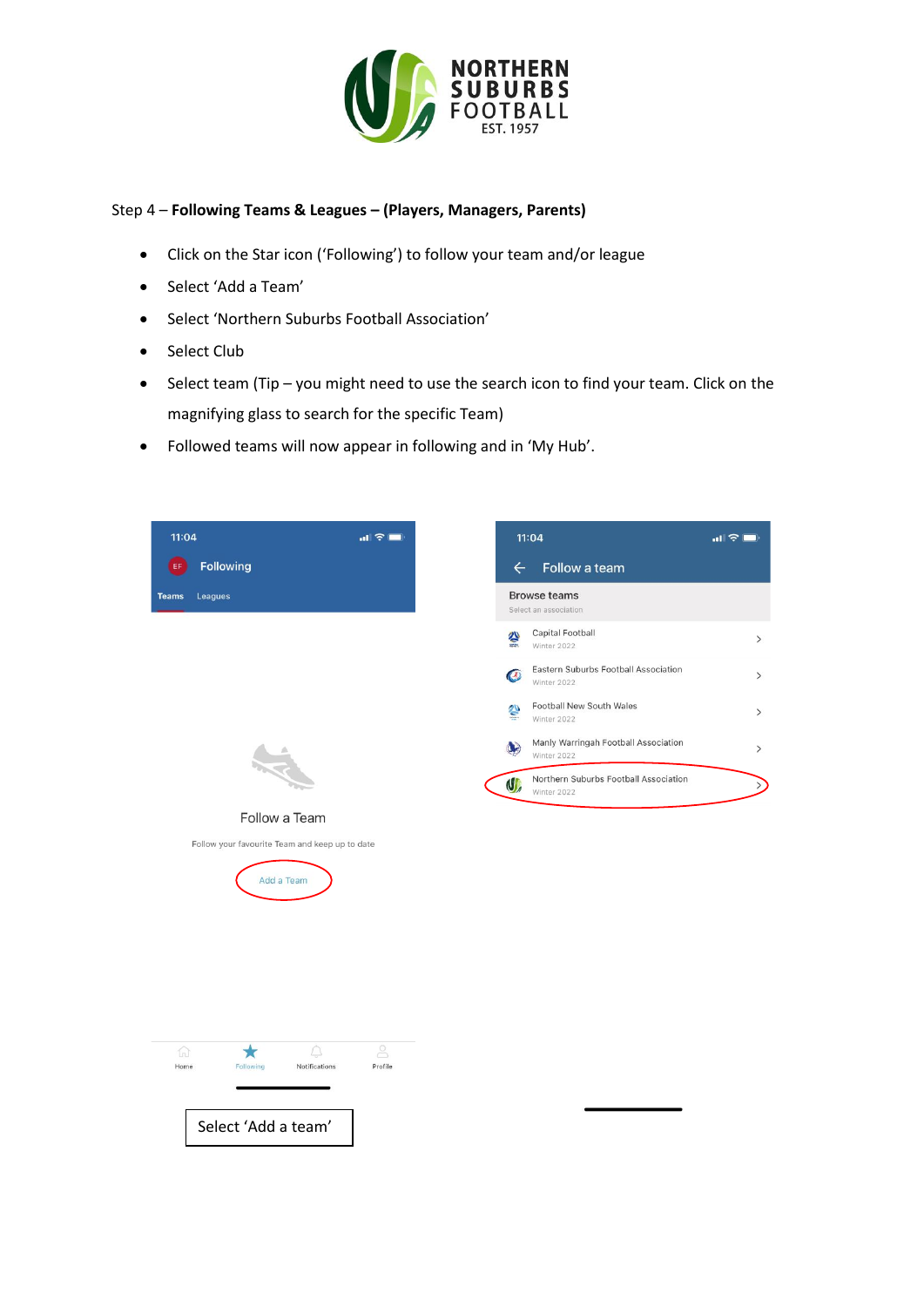Step 4 – **Following Teams & Leagues – (Players, Managers, Parents)**

- Click on the Star icon ('Following') to follow your team and/or league
- Select 'Add a Team'
- Select 'Northern Suburbs Football Association'
- Select Club
- Select team (Tip – you might need to use the search icon to find your team. Click on the magnifying glass to search for the specific Team)
- Followed teams will now appear in following and in 'My Hub'.

Select 'Add a team'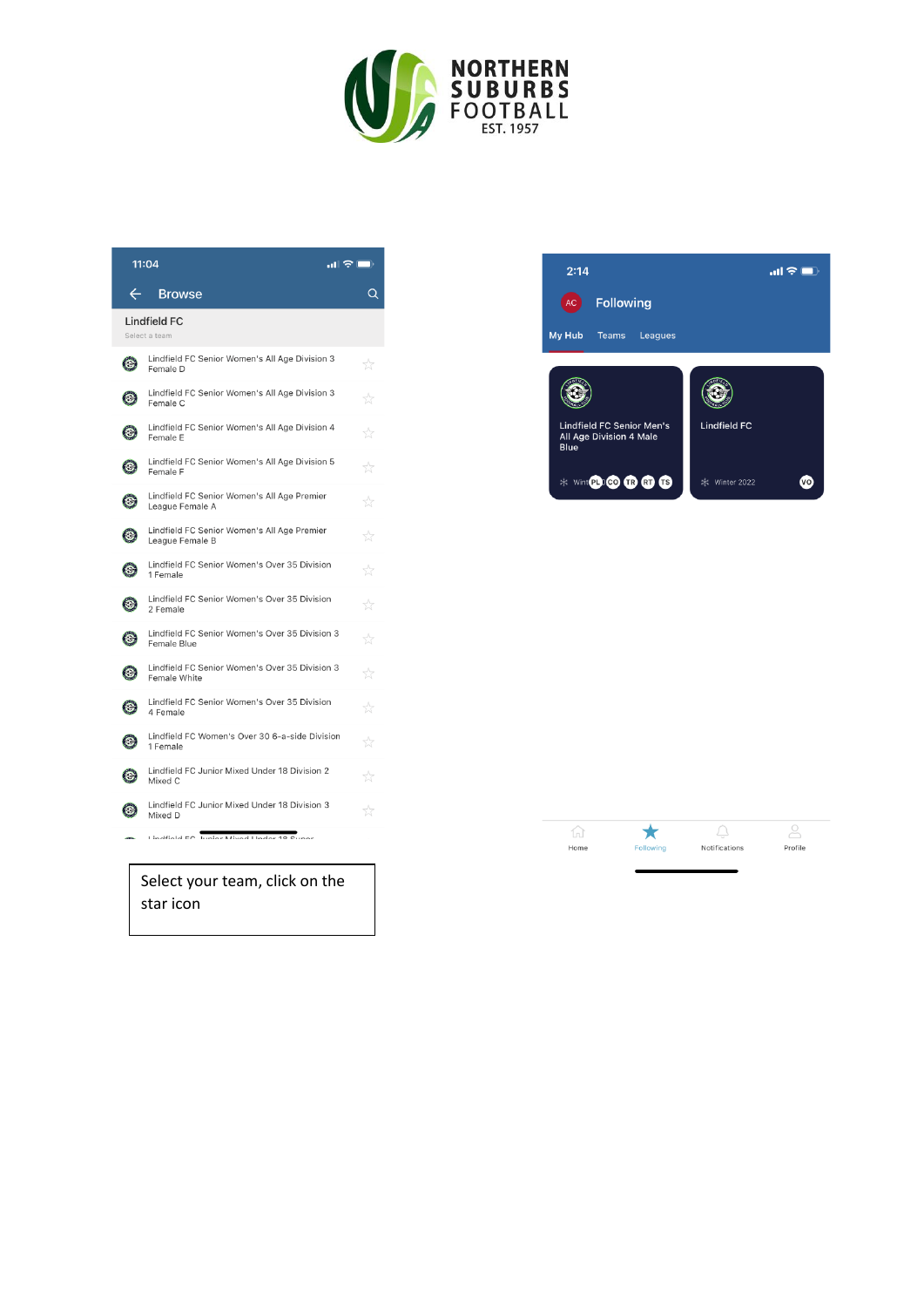NORTHERN SUBURBS FOOTBALL EST. 1957

11:04

Browse

Lindfield FC

Select a team

- Lindfield FC Senior Women's All Age Division 3 Female D
- Lindfield FC Senior Women's All Age Division 3 Female C
- Lindfield FC Senior Women's All Age Division 4 Female E
- Lindfield FC Senior Women's All Age Division 5 Female F
- Lindfield FC Senior Women's All Age Premier League Female A
- Lindfield FC Senior Women's All Age Premier League Female B
- Lindfield FC Senior Women's Over 35 Division 1 Female
- Lindfield FC Senior Women's Over 35 Division 2 Female
- Lindfield FC Senior Women's Over 35 Division 3 Female Blue
- Lindfield FC Senior Women's Over 35 Division 3 Female White
- Lindfield FC Senior Women's Over 35 Division 4 Female
- Lindfield FC Women's Over 30 6-a-side Division 1 Female
- Lindfield FC Junior Mixed Under 18 Division 2 Mixed C
- Lindfield FC Junior Mixed Under 18 Division 3 Mixed D

Select your team, click on the star icon

2:14

Following

My Hub | Teams | Leagues

Lindfield FC Senior Men's All Age Division 4 Male Blue

Lindfield FC

Winter 2022

Home | Following | Notifications | Profile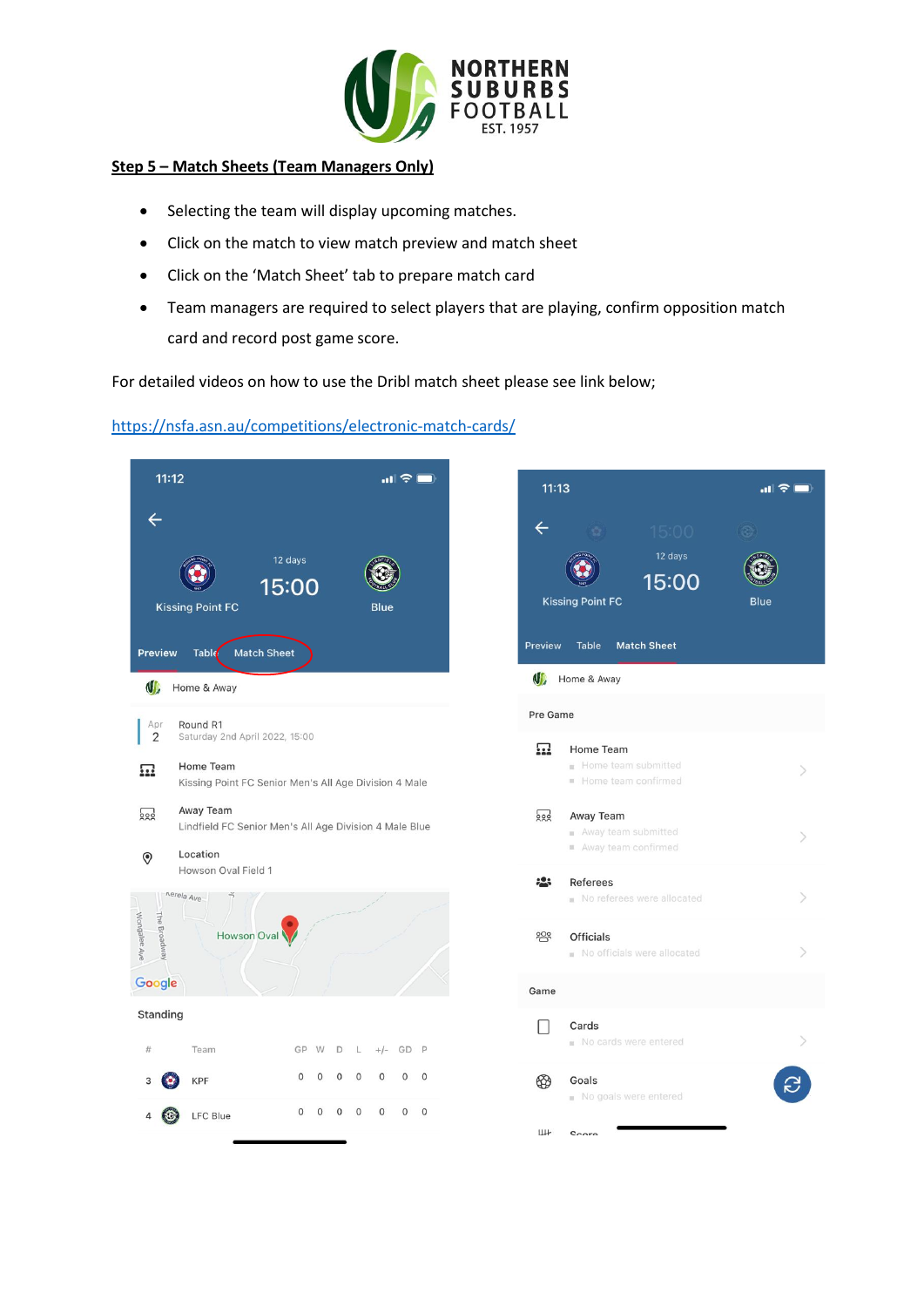## Step 5 – Match Sheets (Team Managers Only)

- Selecting the team will display upcoming matches.
- Click on the match to view match preview and match sheet
- Click on the 'Match Sheet' tab to prepare match card
- Team managers are required to select players that are playing, confirm opposition match card and record post game score.

For detailed videos on how to use the Dribl match sheet please see link below;

https://nsfa.asn.au/competitions/electronic-match-cards/